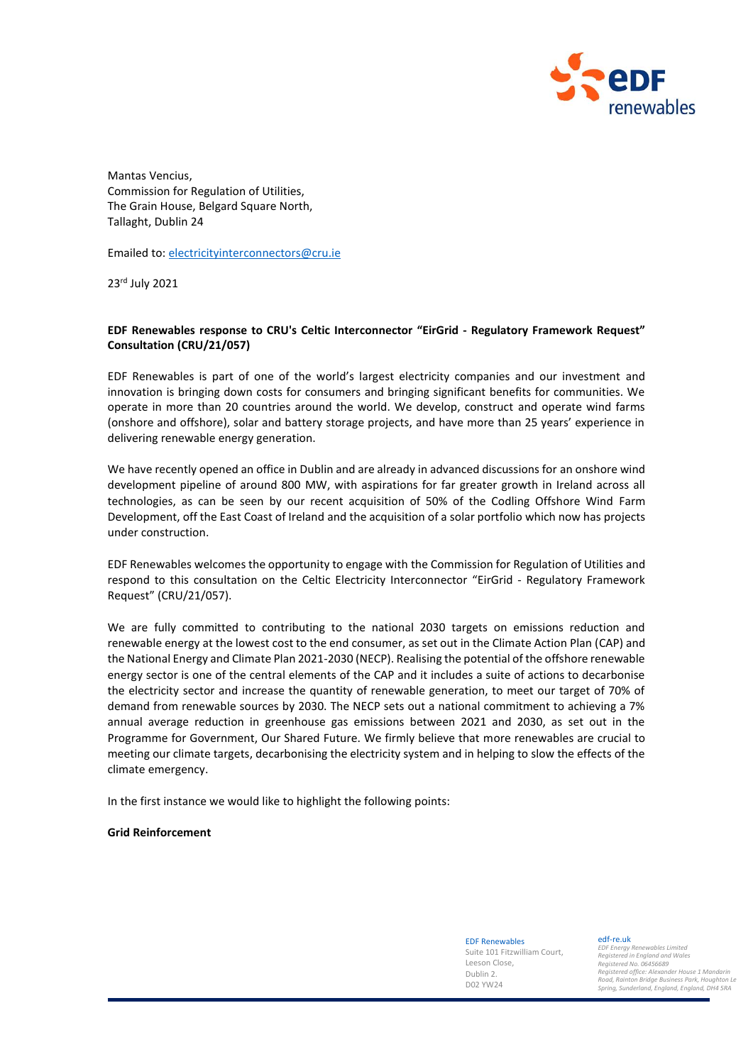Mantas Vencius,
Commission for Regulation of Utilities,
The Grain House, Belgard Square North,
Tallaght, Dublin 24

Emailed to: electricityinterconnectors@cru.ie

23rd July 2021

**EDF Renewables response to CRU's Celtic Interconnector "EirGrid - Regulatory Framework Request" Consultation (CRU/21/057)**

EDF Renewables is part of one of the world's largest electricity companies and our investment and innovation is bringing down costs for consumers and bringing significant benefits for communities. We operate in more than 20 countries around the world. We develop, construct and operate wind farms (onshore and offshore), solar and battery storage projects, and have more than 25 years' experience in delivering renewable energy generation.

We have recently opened an office in Dublin and are already in advanced discussions for an onshore wind development pipeline of around 800 MW, with aspirations for far greater growth in Ireland across all technologies, as can be seen by our recent acquisition of 50% of the Codling Offshore Wind Farm Development, off the East Coast of Ireland and the acquisition of a solar portfolio which now has projects under construction.

EDF Renewables welcomes the opportunity to engage with the Commission for Regulation of Utilities and respond to this consultation on the Celtic Electricity Interconnector "EirGrid - Regulatory Framework Request" (CRU/21/057).

We are fully committed to contributing to the national 2030 targets on emissions reduction and renewable energy at the lowest cost to the end consumer, as set out in the Climate Action Plan (CAP) and the National Energy and Climate Plan 2021-2030 (NECP). Realising the potential of the offshore renewable energy sector is one of the central elements of the CAP and it includes a suite of actions to decarbonise the electricity sector and increase the quantity of renewable generation, to meet our target of 70% of demand from renewable sources by 2030. The NECP sets out a national commitment to achieving a 7% annual average reduction in greenhouse gas emissions between 2021 and 2030, as set out in the Programme for Government, Our Shared Future. We firmly believe that more renewables are crucial to meeting our climate targets, decarbonising the electricity system and in helping to slow the effects of the climate emergency.

In the first instance we would like to highlight the following points:

**Grid Reinforcement**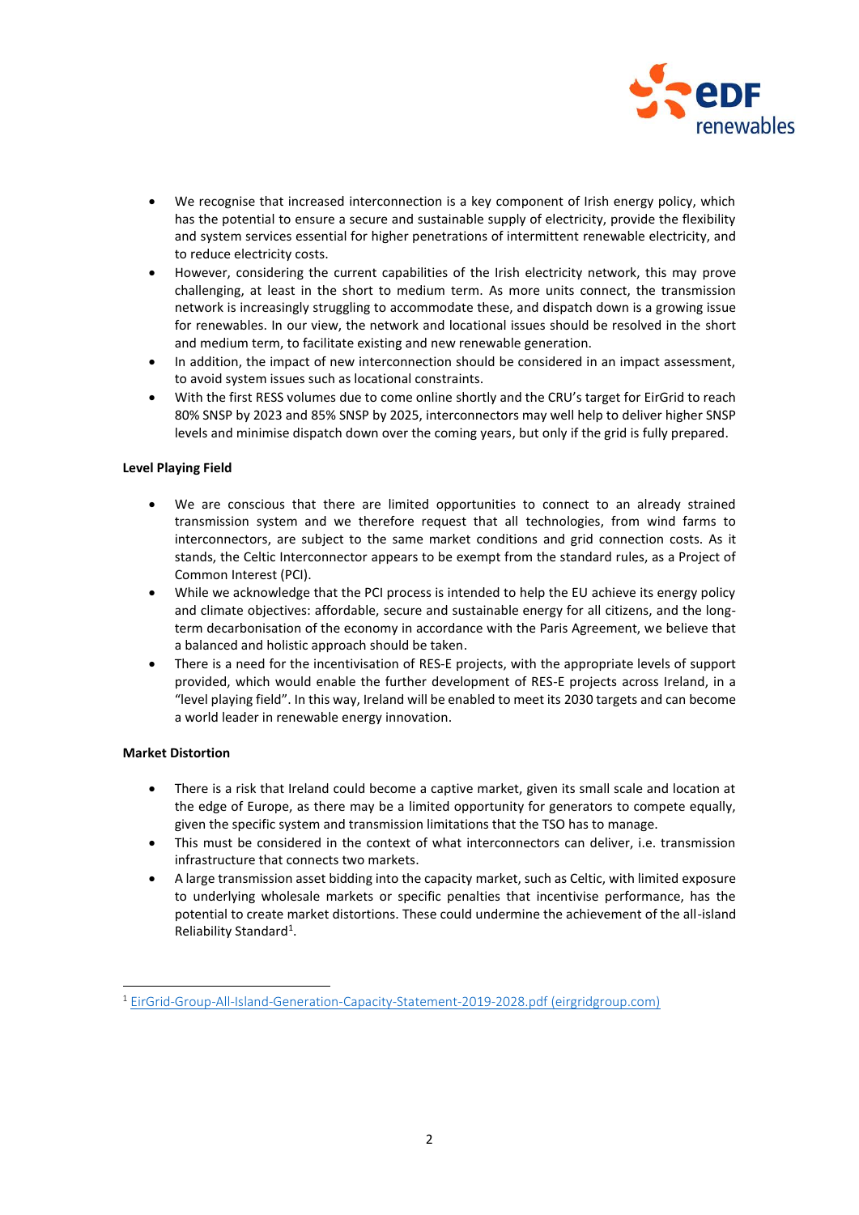- We recognise that increased interconnection is a key component of Irish energy policy, which has the potential to ensure a secure and sustainable supply of electricity, provide the flexibility and system services essential for higher penetrations of intermittent renewable electricity, and to reduce electricity costs.
- However, considering the current capabilities of the Irish electricity network, this may prove challenging, at least in the short to medium term. As more units connect, the transmission network is increasingly struggling to accommodate these, and dispatch down is a growing issue for renewables. In our view, the network and locational issues should be resolved in the short and medium term, to facilitate existing and new renewable generation.
- In addition, the impact of new interconnection should be considered in an impact assessment, to avoid system issues such as locational constraints.
- With the first RESS volumes due to come online shortly and the CRU's target for EirGrid to reach 80% SNSP by 2023 and 85% SNSP by 2025, interconnectors may well help to deliver higher SNSP levels and minimise dispatch down over the coming years, but only if the grid is fully prepared.

**Level Playing Field**

- We are conscious that there are limited opportunities to connect to an already strained transmission system and we therefore request that all technologies, from wind farms to interconnectors, are subject to the same market conditions and grid connection costs. As it stands, the Celtic Interconnector appears to be exempt from the standard rules, as a Project of Common Interest (PCI).
- While we acknowledge that the PCI process is intended to help the EU achieve its energy policy and climate objectives: affordable, secure and sustainable energy for all citizens, and the long-term decarbonisation of the economy in accordance with the Paris Agreement, we believe that a balanced and holistic approach should be taken.
- There is a need for the incentivisation of RES-E projects, with the appropriate levels of support provided, which would enable the further development of RES-E projects across Ireland, in a "level playing field". In this way, Ireland will be enabled to meet its 2030 targets and can become a world leader in renewable energy innovation.

**Market Distortion**

- There is a risk that Ireland could become a captive market, given its small scale and location at the edge of Europe, as there may be a limited opportunity for generators to compete equally, given the specific system and transmission limitations that the TSO has to manage.
- This must be considered in the context of what interconnectors can deliver, i.e. transmission infrastructure that connects two markets.
- A large transmission asset bidding into the capacity market, such as Celtic, with limited exposure to underlying wholesale markets or specific penalties that incentivise performance, has the potential to create market distortions. These could undermine the achievement of the all-island Reliability Standard[1].

[1] EirGrid-Group-All-Island-Generation-Capacity-Statement-2019-2028.pdf (eirgridgroup.com)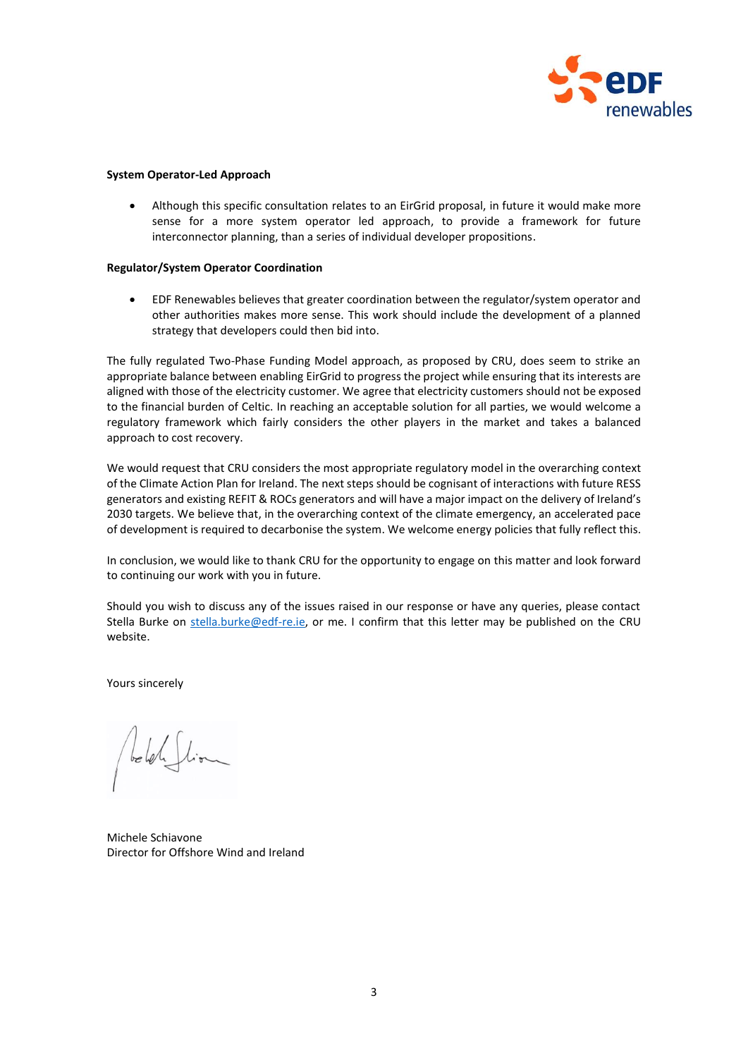**System Operator-Led Approach**

- Although this specific consultation relates to an EirGrid proposal, in future it would make more sense for a more system operator led approach, to provide a framework for future interconnector planning, than a series of individual developer propositions.

**Regulator/System Operator Coordination**

- EDF Renewables believes that greater coordination between the regulator/system operator and other authorities makes more sense. This work should include the development of a planned strategy that developers could then bid into.

The fully regulated Two-Phase Funding Model approach, as proposed by CRU, does seem to strike an appropriate balance between enabling EirGrid to progress the project while ensuring that its interests are aligned with those of the electricity customer. We agree that electricity customers should not be exposed to the financial burden of Celtic. In reaching an acceptable solution for all parties, we would welcome a regulatory framework which fairly considers the other players in the market and takes a balanced approach to cost recovery.

We would request that CRU considers the most appropriate regulatory model in the overarching context of the Climate Action Plan for Ireland. The next steps should be cognisant of interactions with future RESS generators and existing REFIT & ROCs generators and will have a major impact on the delivery of Ireland's 2030 targets. We believe that, in the overarching context of the climate emergency, an accelerated pace of development is required to decarbonise the system. We welcome energy policies that fully reflect this.

In conclusion, we would like to thank CRU for the opportunity to engage on this matter and look forward to continuing our work with you in future.

Should you wish to discuss any of the issues raised in our response or have any queries, please contact Stella Burke on stella.burke@edf-re.ie, or me. I confirm that this letter may be published on the CRU website.

Yours sincerely

Michele Schiavone
Director for Offshore Wind and Ireland